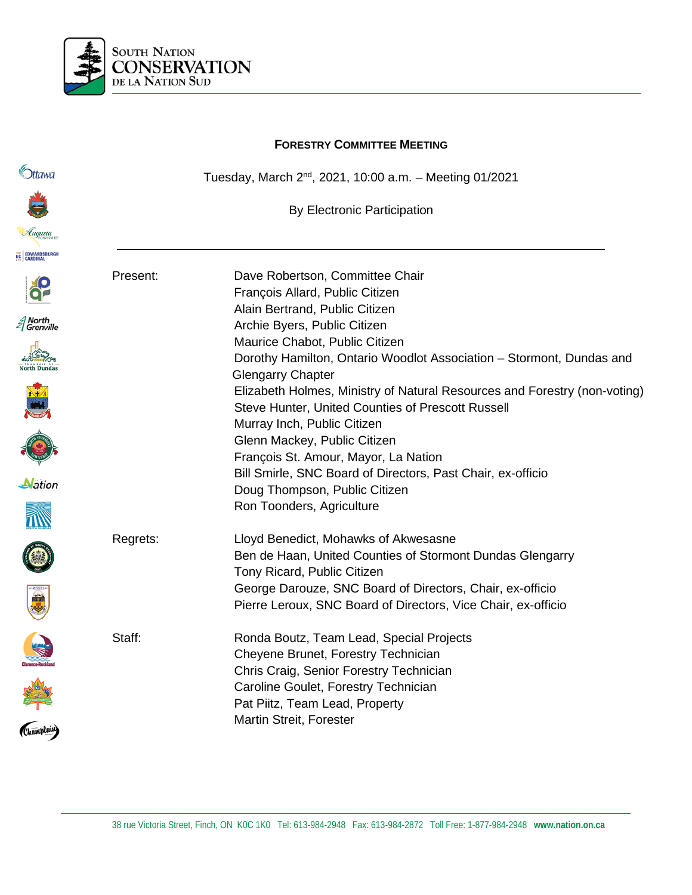SOUTH NATION CONSERVATION DE LA NATION SUD

# FORESTRY COMMITTEE MEETING

Tuesday, March 2nd, 2021, 10:00 a.m. – Meeting 01/2021

By Electronic Participation

---

| | |
|---|---|
| Present: | Dave Robertson, Committee Chair |
| | François Allard, Public Citizen |
| | Alain Bertrand, Public Citizen |
| | Archie Byers, Public Citizen |
| | Maurice Chabot, Public Citizen |
| | Dorothy Hamilton, Ontario Woodlot Association – Stormont, Dundas and Glengarry Chapter |
| | Elizabeth Holmes, Ministry of Natural Resources and Forestry (non-voting) |
| | Steve Hunter, United Counties of Prescott Russell |
| | Murray Inch, Public Citizen |
| | Glenn Mackey, Public Citizen |
| | François St. Amour, Mayor, La Nation |
| | Bill Smirle, SNC Board of Directors, Past Chair, ex-officio |
| | Doug Thompson, Public Citizen |
| | Ron Toonders, Agriculture |
| Regrets: | Lloyd Benedict, Mohawks of Akwesasne |
| | Ben de Haan, United Counties of Stormont Dundas Glengarry |
| | Tony Ricard, Public Citizen |
| | George Darouze, SNC Board of Directors, Chair, ex-officio |
| | Pierre Leroux, SNC Board of Directors, Vice Chair, ex-officio |
| Staff: | Ronda Boutz, Team Lead, Special Projects |
| | Cheyene Brunet, Forestry Technician |
| | Chris Craig, Senior Forestry Technician |
| | Caroline Goulet, Forestry Technician |
| | Pat Piitz, Team Lead, Property |
| | Martin Streit, Forester |

38 rue Victoria Street, Finch, ON K0C 1K0 Tel: 613-984-2948 Fax: 613-984-2872 Toll Free: 1-877-984-2948 **www.nation.on.ca**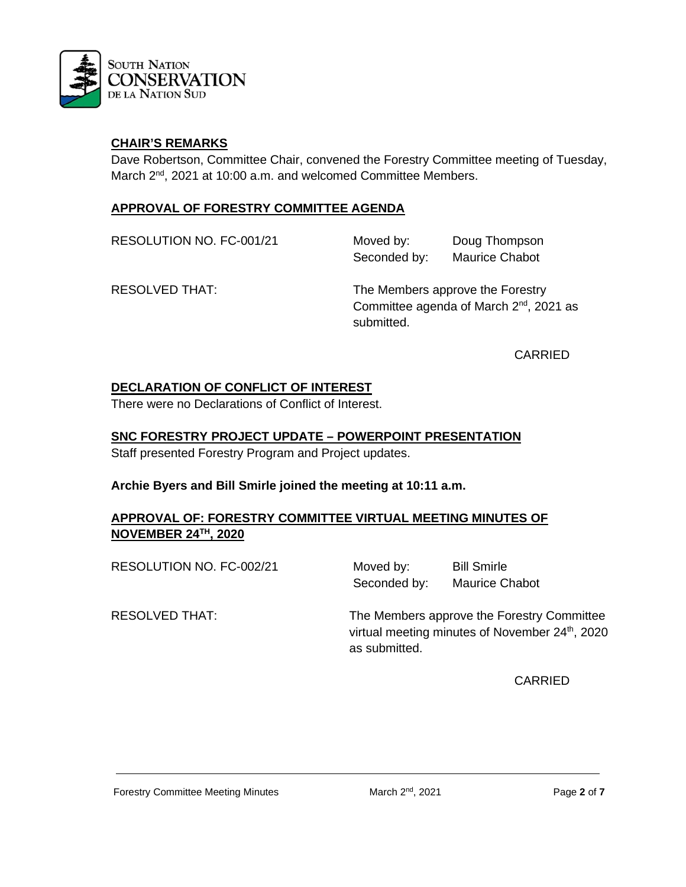## CHAIR'S REMARKS

Dave Robertson, Committee Chair, convened the Forestry Committee meeting of Tuesday, March 2nd, 2021 at 10:00 a.m. and welcomed Committee Members.

## APPROVAL OF FORESTRY COMMITTEE AGENDA

| | | |
|---|---|---|
| RESOLUTION NO. FC-001/21 | Moved by: | Doug Thompson |
| | Seconded by: | Maurice Chabot |

RESOLVED THAT: The Members approve the Forestry Committee agenda of March 2nd, 2021 as submitted.

CARRIED

## DECLARATION OF CONFLICT OF INTEREST

There were no Declarations of Conflict of Interest.

## SNC FORESTRY PROJECT UPDATE – POWERPOINT PRESENTATION

Staff presented Forestry Program and Project updates.

**Archie Byers and Bill Smirle joined the meeting at 10:11 a.m.**

## APPROVAL OF: FORESTRY COMMITTEE VIRTUAL MEETING MINUTES OF NOVEMBER 24TH, 2020

| | | |
|---|---|---|
| RESOLUTION NO. FC-002/21 | Moved by: | Bill Smirle |
| | Seconded by: | Maurice Chabot |

RESOLVED THAT: The Members approve the Forestry Committee virtual meeting minutes of November 24th, 2020 as submitted.

CARRIED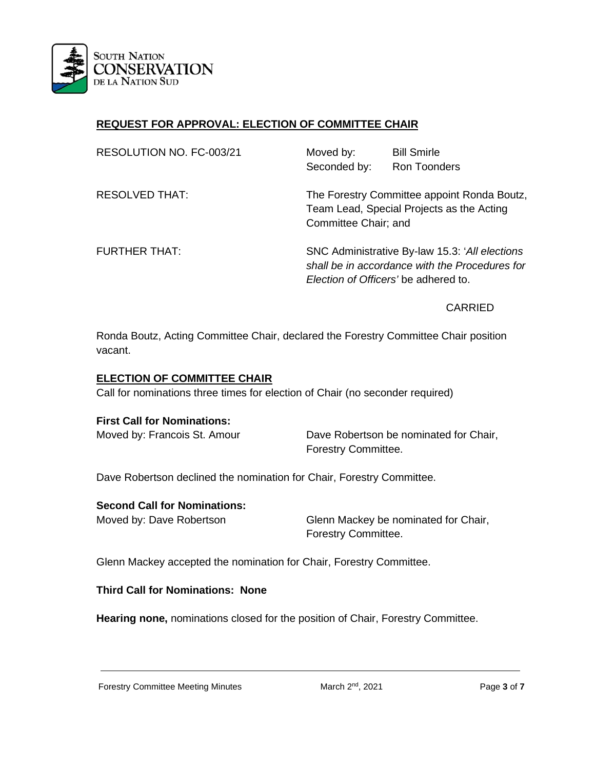## REQUEST FOR APPROVAL: ELECTION OF COMMITTEE CHAIR

RESOLUTION NO. FC-003/21    Moved by: Bill Smirle
Seconded by: Ron Toonders

RESOLVED THAT: The Forestry Committee appoint Ronda Boutz, Team Lead, Special Projects as the Acting Committee Chair; and

FURTHER THAT: SNC Administrative By-law 15.3: '*All elections shall be in accordance with the Procedures for Election of Officers'* be adhered to.

CARRIED

Ronda Boutz, Acting Committee Chair, declared the Forestry Committee Chair position vacant.

## ELECTION OF COMMITTEE CHAIR

Call for nominations three times for election of Chair (no seconder required)

**First Call for Nominations:**

Moved by: Francois St. Amour    Dave Robertson be nominated for Chair, Forestry Committee.

Dave Robertson declined the nomination for Chair, Forestry Committee.

**Second Call for Nominations:**

Moved by: Dave Robertson    Glenn Mackey be nominated for Chair, Forestry Committee.

Glenn Mackey accepted the nomination for Chair, Forestry Committee.

**Third Call for Nominations: None**

**Hearing none,** nominations closed for the position of Chair, Forestry Committee.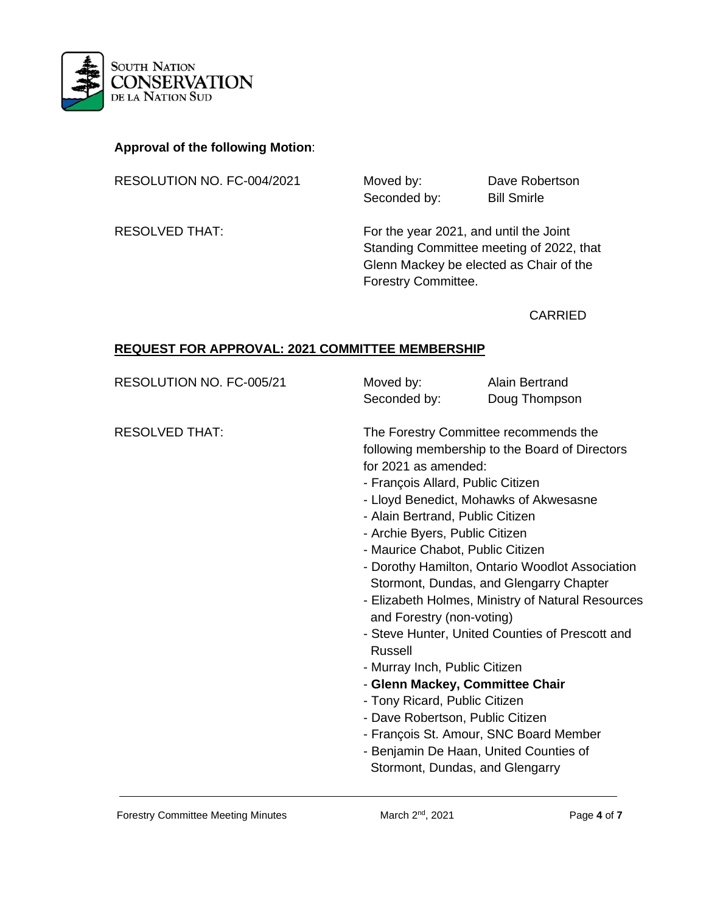**Approval of the following Motion**:

RESOLUTION NO. FC-004/2021

Moved by: Dave Robertson
Seconded by: Bill Smirle

RESOLVED THAT: For the year 2021, and until the Joint Standing Committee meeting of 2022, that Glenn Mackey be elected as Chair of the Forestry Committee.

CARRIED

## REQUEST FOR APPROVAL: 2021 COMMITTEE MEMBERSHIP

RESOLUTION NO. FC-005/21

Moved by: Alain Bertrand
Seconded by: Doug Thompson

RESOLVED THAT: The Forestry Committee recommends the following membership to the Board of Directors for 2021 as amended:

- François Allard, Public Citizen
- Lloyd Benedict, Mohawks of Akwesasne
- Alain Bertrand, Public Citizen
- Archie Byers, Public Citizen
- Maurice Chabot, Public Citizen
- Dorothy Hamilton, Ontario Woodlot Association Stormont, Dundas, and Glengarry Chapter
- Elizabeth Holmes, Ministry of Natural Resources and Forestry (non-voting)
- Steve Hunter, United Counties of Prescott and Russell
- Murray Inch, Public Citizen
- **Glenn Mackey, Committee Chair**
- Tony Ricard, Public Citizen
- Dave Robertson, Public Citizen
- François St. Amour, SNC Board Member
- Benjamin De Haan, United Counties of Stormont, Dundas, and Glengarry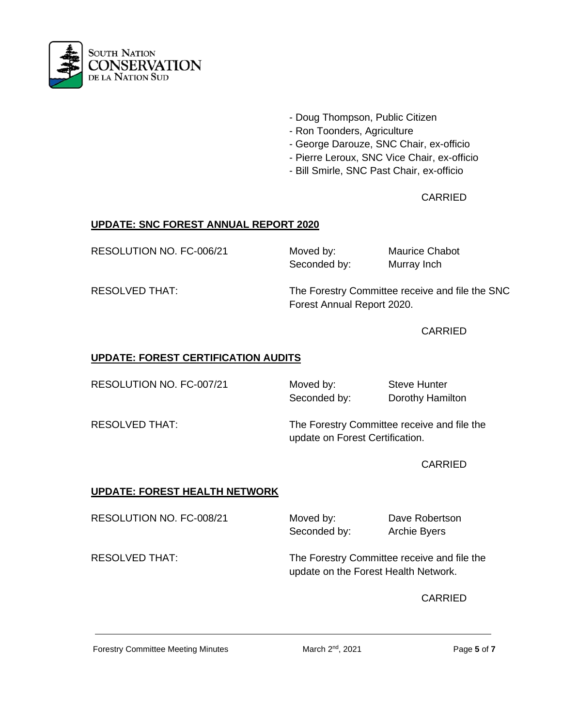- Doug Thompson, Public Citizen
- Ron Toonders, Agriculture
- George Darouze, SNC Chair, ex-officio
- Pierre Leroux, SNC Vice Chair, ex-officio
- Bill Smirle, SNC Past Chair, ex-officio

CARRIED

## UPDATE: SNC FOREST ANNUAL REPORT 2020

RESOLUTION NO. FC-006/21 | Moved by: Maurice Chabot | Seconded by: Murray Inch

RESOLVED THAT: The Forestry Committee receive and file the SNC Forest Annual Report 2020.

CARRIED

## UPDATE: FOREST CERTIFICATION AUDITS

RESOLUTION NO. FC-007/21 | Moved by: Steve Hunter | Seconded by: Dorothy Hamilton

RESOLVED THAT: The Forestry Committee receive and file the update on Forest Certification.

CARRIED

## UPDATE: FOREST HEALTH NETWORK

RESOLUTION NO. FC-008/21 | Moved by: Dave Robertson | Seconded by: Archie Byers

RESOLVED THAT: The Forestry Committee receive and file the update on the Forest Health Network.

CARRIED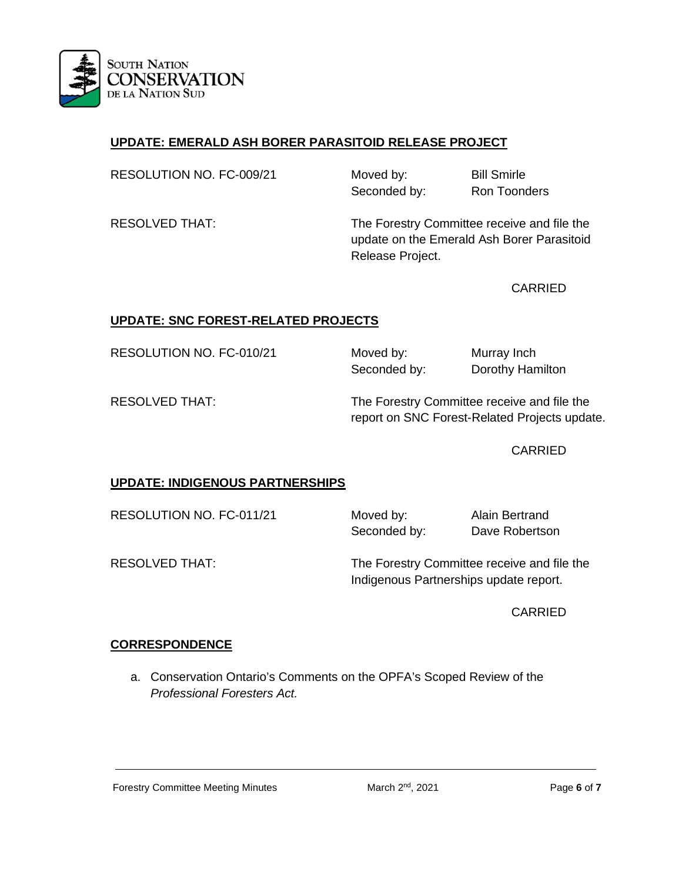## UPDATE: EMERALD ASH BORER PARASITOID RELEASE PROJECT

RESOLUTION NO. FC-009/21

Moved by: Bill Smirle
Seconded by: Ron Toonders

RESOLVED THAT: The Forestry Committee receive and file the update on the Emerald Ash Borer Parasitoid Release Project.

CARRIED

## UPDATE: SNC FOREST-RELATED PROJECTS

RESOLUTION NO. FC-010/21

Moved by: Murray Inch
Seconded by: Dorothy Hamilton

RESOLVED THAT: The Forestry Committee receive and file the report on SNC Forest-Related Projects update.

CARRIED

## UPDATE: INDIGENOUS PARTNERSHIPS

RESOLUTION NO. FC-011/21

Moved by: Alain Bertrand
Seconded by: Dave Robertson

RESOLVED THAT: The Forestry Committee receive and file the Indigenous Partnerships update report.

CARRIED

## CORRESPONDENCE

a. Conservation Ontario's Comments on the OPFA's Scoped Review of the *Professional Foresters Act.*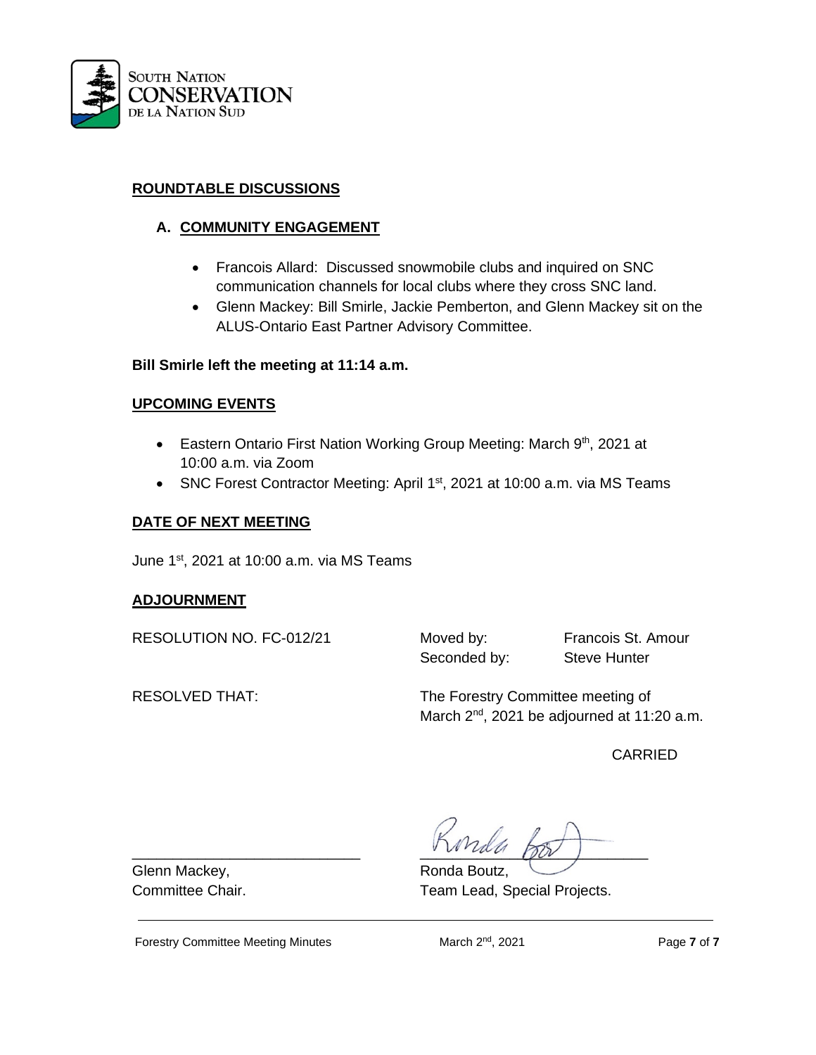## ROUNDTABLE DISCUSSIONS

### A. COMMUNITY ENGAGEMENT

- Francois Allard: Discussed snowmobile clubs and inquired on SNC communication channels for local clubs where they cross SNC land.
- Glenn Mackey: Bill Smirle, Jackie Pemberton, and Glenn Mackey sit on the ALUS-Ontario East Partner Advisory Committee.

**Bill Smirle left the meeting at 11:14 a.m.**

## UPCOMING EVENTS

- Eastern Ontario First Nation Working Group Meeting: March 9th, 2021 at 10:00 a.m. via Zoom
- SNC Forest Contractor Meeting: April 1st, 2021 at 10:00 a.m. via MS Teams

## DATE OF NEXT MEETING

June 1st, 2021 at 10:00 a.m. via MS Teams

## ADJOURNMENT

RESOLUTION NO. FC-012/21 — Moved by: Francois St. Amour; Seconded by: Steve Hunter

RESOLVED THAT: The Forestry Committee meeting of March 2nd, 2021 be adjourned at 11:20 a.m.

CARRIED

Glenn Mackey,
Committee Chair.

Ronda Boutz,
Team Lead, Special Projects.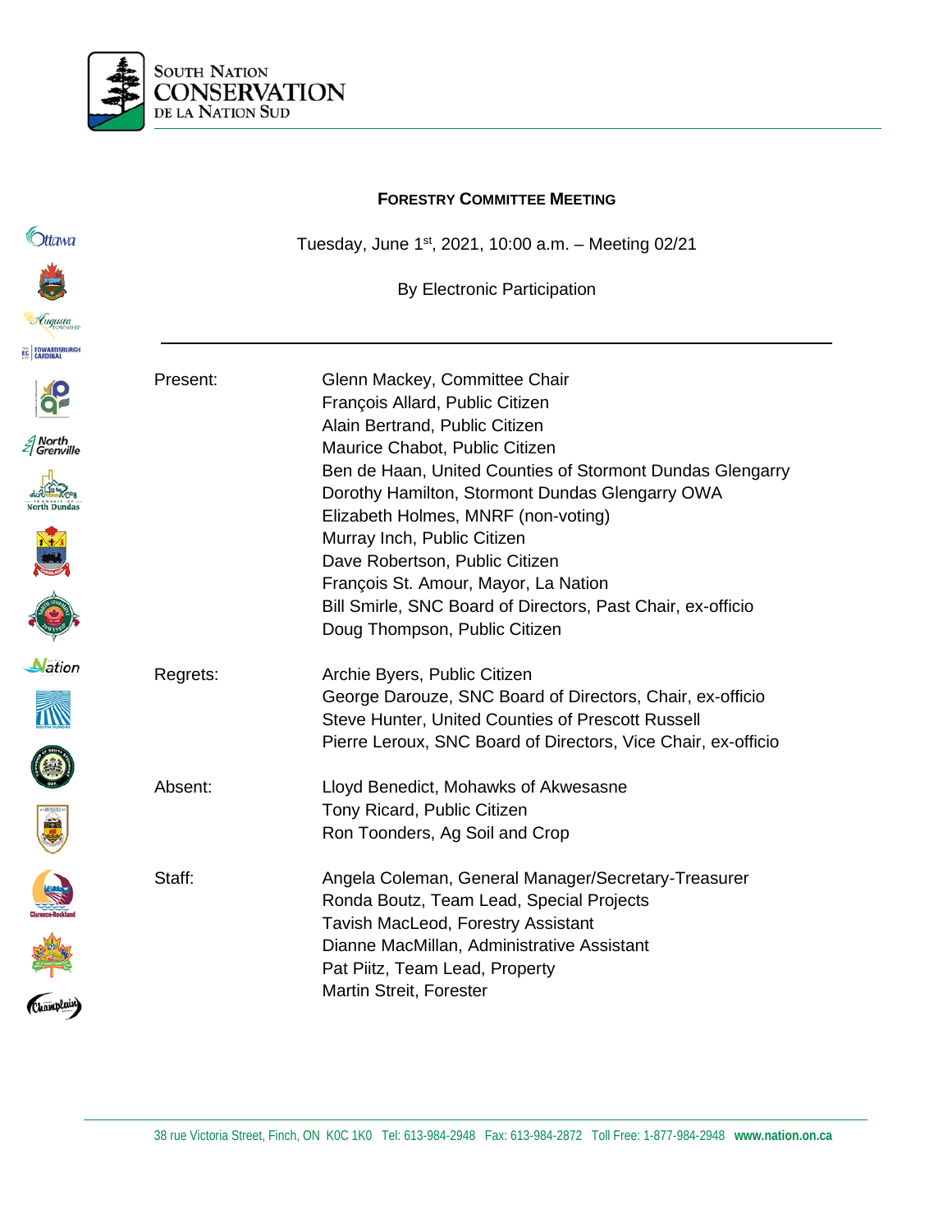# FORESTRY COMMITTEE MEETING

Tuesday, June 1st, 2021, 10:00 a.m. – Meeting 02/21

By Electronic Participation

---

| | |
|---|---|
| Present: | Glenn Mackey, Committee Chair<br>François Allard, Public Citizen<br>Alain Bertrand, Public Citizen<br>Maurice Chabot, Public Citizen<br>Ben de Haan, United Counties of Stormont Dundas Glengarry<br>Dorothy Hamilton, Stormont Dundas Glengarry OWA<br>Elizabeth Holmes, MNRF (non-voting)<br>Murray Inch, Public Citizen<br>Dave Robertson, Public Citizen<br>François St. Amour, Mayor, La Nation<br>Bill Smirle, SNC Board of Directors, Past Chair, ex-officio<br>Doug Thompson, Public Citizen |
| Regrets: | Archie Byers, Public Citizen<br>George Darouze, SNC Board of Directors, Chair, ex-officio<br>Steve Hunter, United Counties of Prescott Russell<br>Pierre Leroux, SNC Board of Directors, Vice Chair, ex-officio |
| Absent: | Lloyd Benedict, Mohawks of Akwesasne<br>Tony Ricard, Public Citizen<br>Ron Toonders, Ag Soil and Crop |
| Staff: | Angela Coleman, General Manager/Secretary-Treasurer<br>Ronda Boutz, Team Lead, Special Projects<br>Tavish MacLeod, Forestry Assistant<br>Dianne MacMillan, Administrative Assistant<br>Pat Piitz, Team Lead, Property<br>Martin Streit, Forester |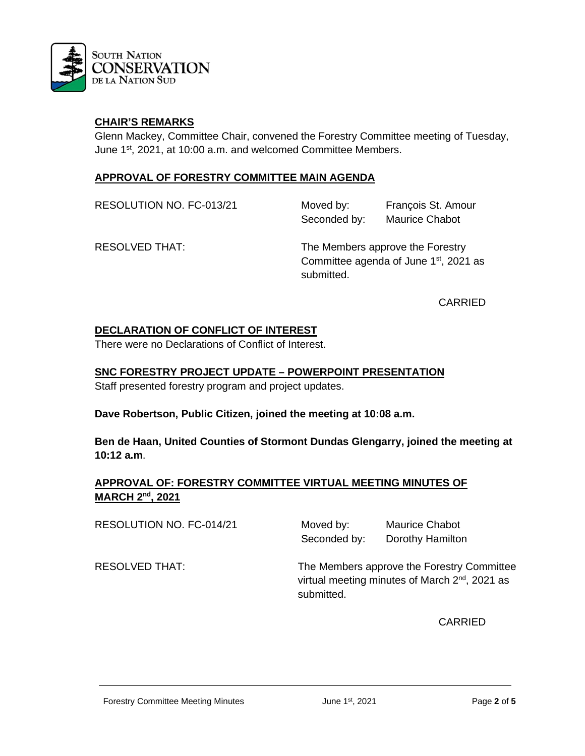## CHAIR'S REMARKS

Glenn Mackey, Committee Chair, convened the Forestry Committee meeting of Tuesday, June 1st, 2021, at 10:00 a.m. and welcomed Committee Members.

## APPROVAL OF FORESTRY COMMITTEE MAIN AGENDA

RESOLUTION NO. FC-013/21

Moved by: François St. Amour
Seconded by: Maurice Chabot

RESOLVED THAT: The Members approve the Forestry Committee agenda of June 1st, 2021 as submitted.

CARRIED

## DECLARATION OF CONFLICT OF INTEREST

There were no Declarations of Conflict of Interest.

## SNC FORESTRY PROJECT UPDATE – POWERPOINT PRESENTATION

Staff presented forestry program and project updates.

**Dave Robertson, Public Citizen, joined the meeting at 10:08 a.m.**

**Ben de Haan, United Counties of Stormont Dundas Glengarry, joined the meeting at 10:12 a.m.**

## APPROVAL OF: FORESTRY COMMITTEE VIRTUAL MEETING MINUTES OF MARCH 2nd, 2021

RESOLUTION NO. FC-014/21

Moved by: Maurice Chabot
Seconded by: Dorothy Hamilton

RESOLVED THAT: The Members approve the Forestry Committee virtual meeting minutes of March 2nd, 2021 as submitted.

CARRIED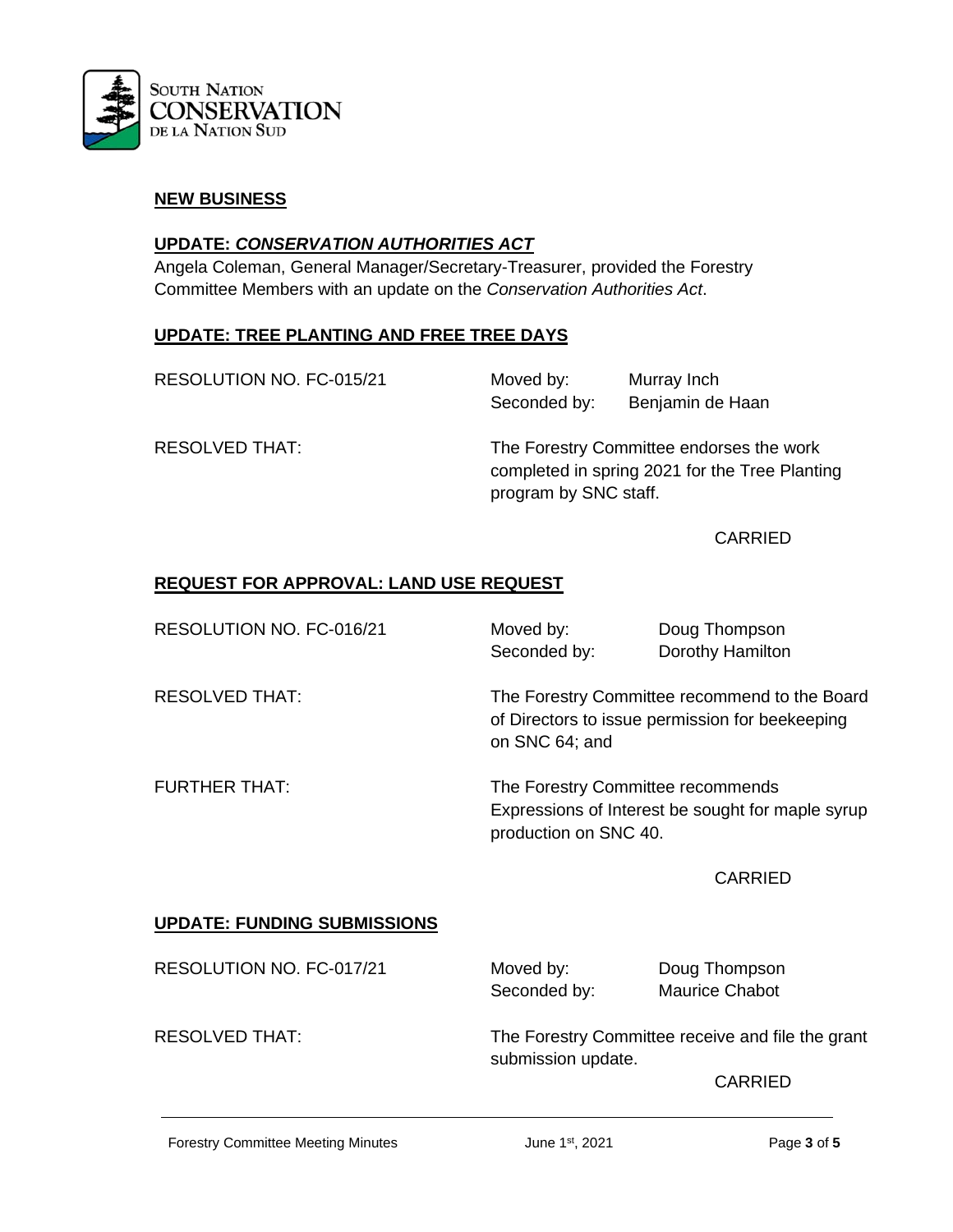## NEW BUSINESS

### UPDATE: *CONSERVATION AUTHORITIES ACT*

Angela Coleman, General Manager/Secretary-Treasurer, provided the Forestry Committee Members with an update on the *Conservation Authorities Act*.

### UPDATE: TREE PLANTING AND FREE TREE DAYS

RESOLUTION NO. FC-015/21 — Moved by: Murray Inch; Seconded by: Benjamin de Haan

RESOLVED THAT: The Forestry Committee endorses the work completed in spring 2021 for the Tree Planting program by SNC staff.

CARRIED

### REQUEST FOR APPROVAL: LAND USE REQUEST

RESOLUTION NO. FC-016/21 — Moved by: Doug Thompson; Seconded by: Dorothy Hamilton

RESOLVED THAT: The Forestry Committee recommend to the Board of Directors to issue permission for beekeeping on SNC 64; and

FURTHER THAT: The Forestry Committee recommends Expressions of Interest be sought for maple syrup production on SNC 40.

CARRIED

### UPDATE: FUNDING SUBMISSIONS

RESOLUTION NO. FC-017/21 — Moved by: Doug Thompson; Seconded by: Maurice Chabot

RESOLVED THAT: The Forestry Committee receive and file the grant submission update.

CARRIED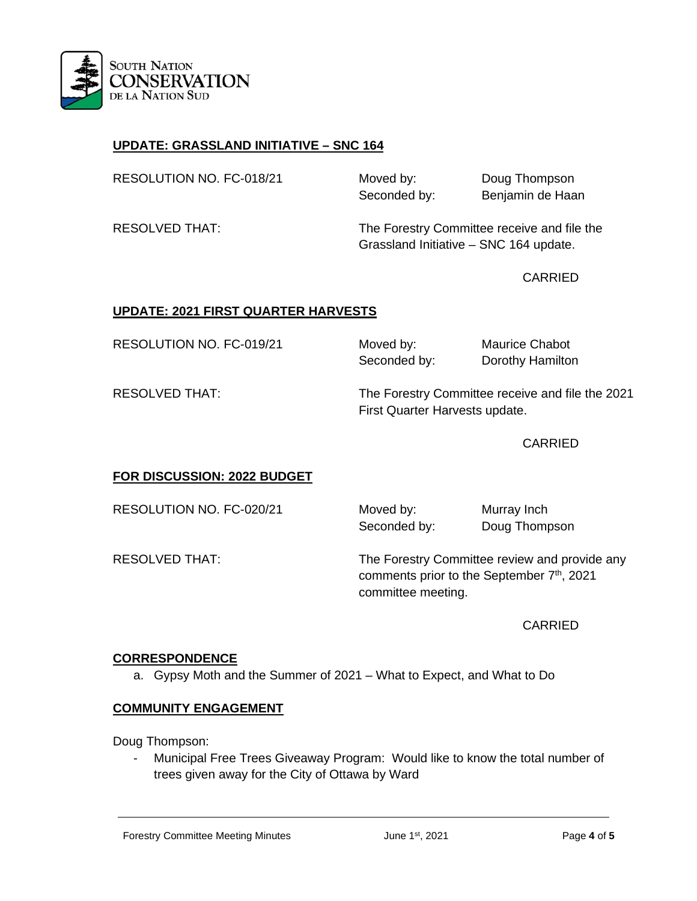## UPDATE: GRASSLAND INITIATIVE – SNC 164

RESOLUTION NO. FC-018/21

Moved by: Doug Thompson
Seconded by: Benjamin de Haan

RESOLVED THAT: The Forestry Committee receive and file the Grassland Initiative – SNC 164 update.

CARRIED

## UPDATE: 2021 FIRST QUARTER HARVESTS

RESOLUTION NO. FC-019/21

Moved by: Maurice Chabot
Seconded by: Dorothy Hamilton

RESOLVED THAT: The Forestry Committee receive and file the 2021 First Quarter Harvests update.

CARRIED

## FOR DISCUSSION: 2022 BUDGET

RESOLUTION NO. FC-020/21

Moved by: Murray Inch
Seconded by: Doug Thompson

RESOLVED THAT: The Forestry Committee review and provide any comments prior to the September 7th, 2021 committee meeting.

CARRIED

## CORRESPONDENCE

a. Gypsy Moth and the Summer of 2021 – What to Expect, and What to Do

## COMMUNITY ENGAGEMENT

Doug Thompson:

- Municipal Free Trees Giveaway Program: Would like to know the total number of trees given away for the City of Ottawa by Ward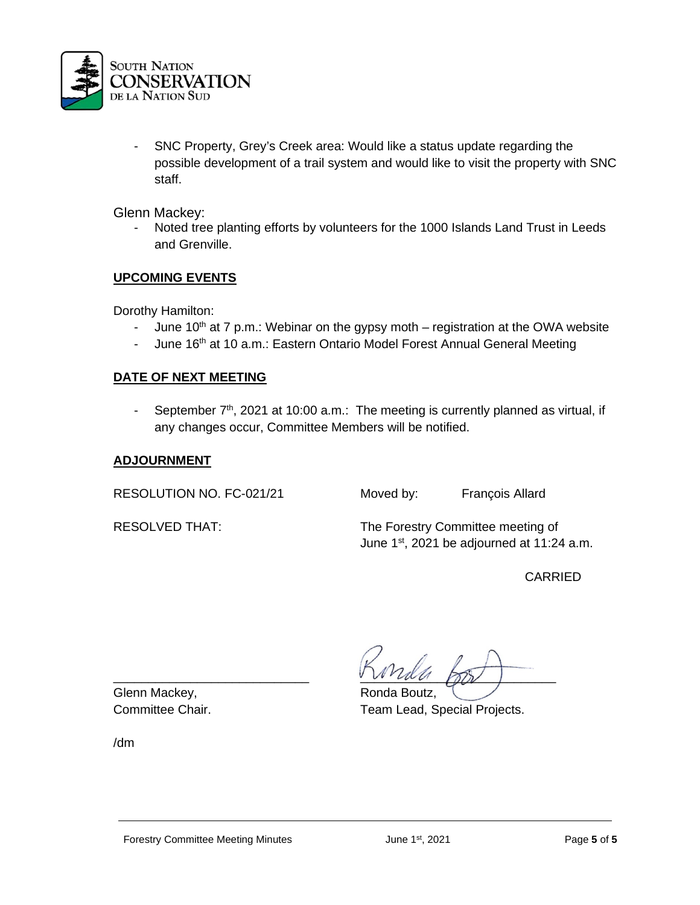- SNC Property, Grey's Creek area: Would like a status update regarding the possible development of a trail system and would like to visit the property with SNC staff.

Glenn Mackey:

- Noted tree planting efforts by volunteers for the 1000 Islands Land Trust in Leeds and Grenville.

**UPCOMING EVENTS**

Dorothy Hamilton:

- June 10th at 7 p.m.: Webinar on the gypsy moth – registration at the OWA website
- June 16th at 10 a.m.: Eastern Ontario Model Forest Annual General Meeting

**DATE OF NEXT MEETING**

- September 7th, 2021 at 10:00 a.m.: The meeting is currently planned as virtual, if any changes occur, Committee Members will be notified.

**ADJOURNMENT**

RESOLUTION NO. FC-021/21 — Moved by: François Allard

RESOLVED THAT: The Forestry Committee meeting of June 1st, 2021 be adjourned at 11:24 a.m.

CARRIED

Glenn Mackey,
Committee Chair.

Ronda Boutz,
Team Lead, Special Projects.

/dm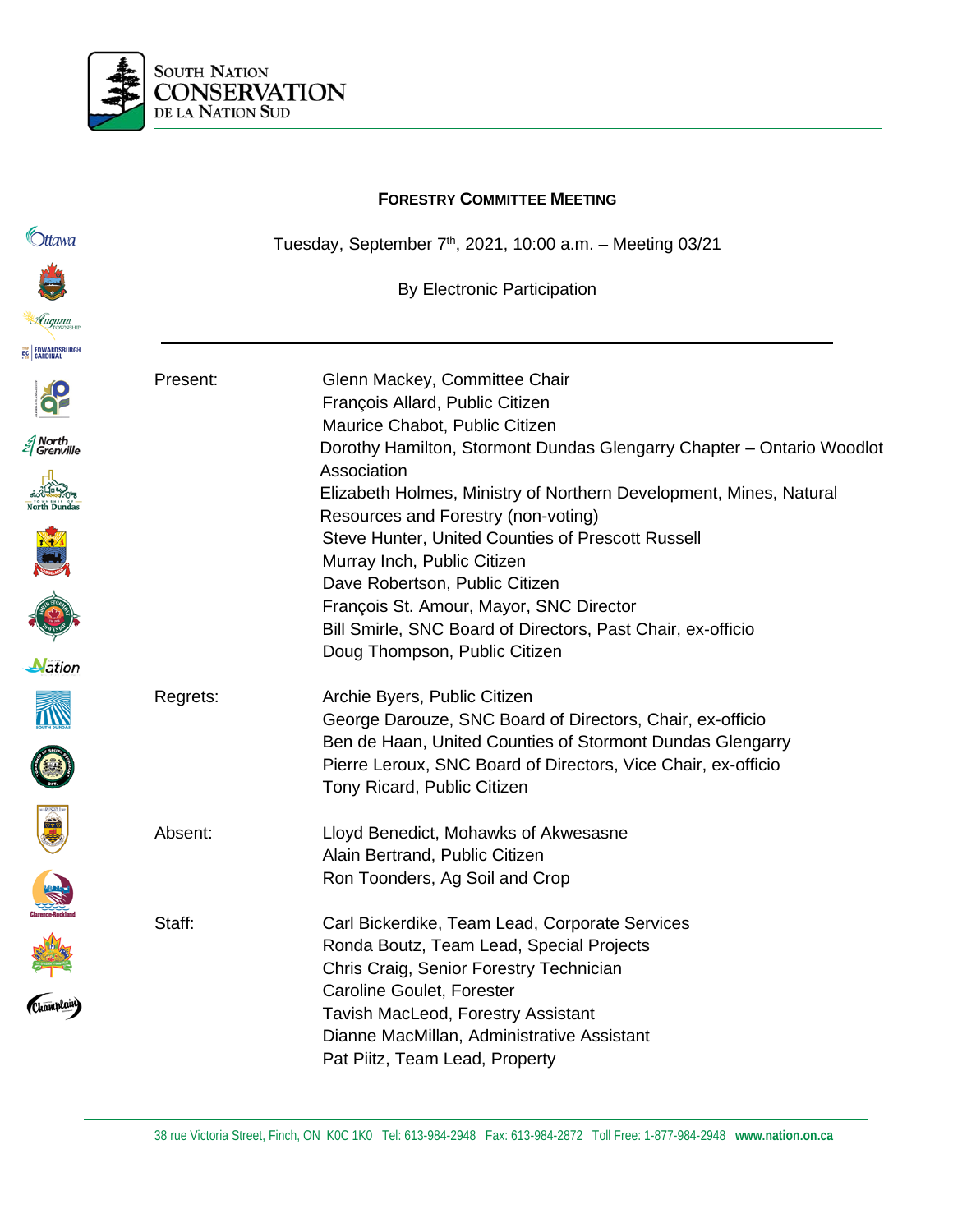# FORESTRY COMMITTEE MEETING

Tuesday, September 7th, 2021, 10:00 a.m. – Meeting 03/21

By Electronic Participation

---

| | |
|---|---|
| Present: | Glenn Mackey, Committee Chair |
| | François Allard, Public Citizen |
| | Maurice Chabot, Public Citizen |
| | Dorothy Hamilton, Stormont Dundas Glengarry Chapter – Ontario Woodlot Association |
| | Elizabeth Holmes, Ministry of Northern Development, Mines, Natural Resources and Forestry (non-voting) |
| | Steve Hunter, United Counties of Prescott Russell |
| | Murray Inch, Public Citizen |
| | Dave Robertson, Public Citizen |
| | François St. Amour, Mayor, SNC Director |
| | Bill Smirle, SNC Board of Directors, Past Chair, ex-officio |
| | Doug Thompson, Public Citizen |
| Regrets: | Archie Byers, Public Citizen |
| | George Darouze, SNC Board of Directors, Chair, ex-officio |
| | Ben de Haan, United Counties of Stormont Dundas Glengarry |
| | Pierre Leroux, SNC Board of Directors, Vice Chair, ex-officio |
| | Tony Ricard, Public Citizen |
| Absent: | Lloyd Benedict, Mohawks of Akwesasne |
| | Alain Bertrand, Public Citizen |
| | Ron Toonders, Ag Soil and Crop |
| Staff: | Carl Bickerdike, Team Lead, Corporate Services |
| | Ronda Boutz, Team Lead, Special Projects |
| | Chris Craig, Senior Forestry Technician |
| | Caroline Goulet, Forester |
| | Tavish MacLeod, Forestry Assistant |
| | Dianne MacMillan, Administrative Assistant |
| | Pat Piitz, Team Lead, Property |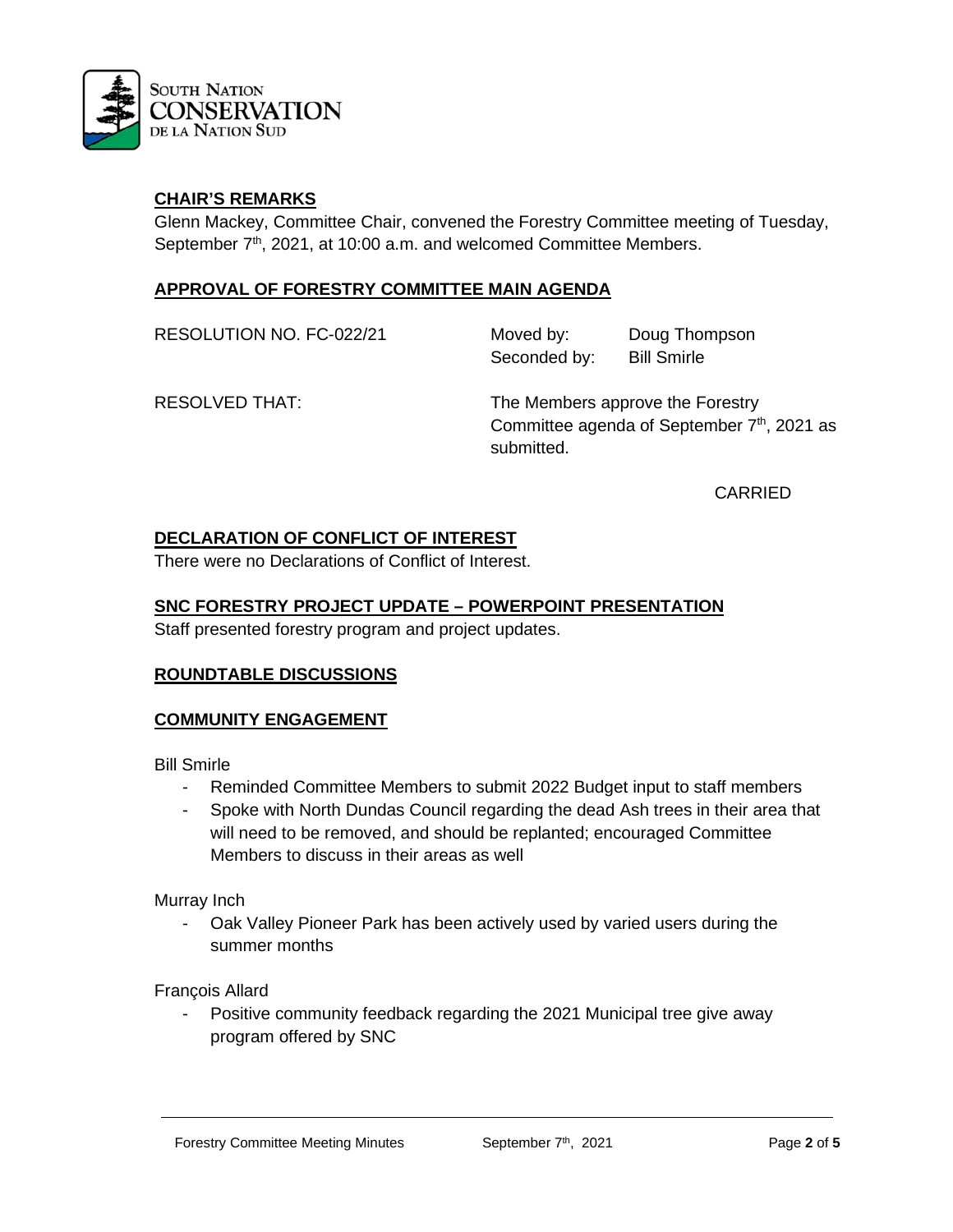## CHAIR'S REMARKS

Glenn Mackey, Committee Chair, convened the Forestry Committee meeting of Tuesday, September 7th, 2021, at 10:00 a.m. and welcomed Committee Members.

## APPROVAL OF FORESTRY COMMITTEE MAIN AGENDA

RESOLUTION NO. FC-022/21 — Moved by: Doug Thompson; Seconded by: Bill Smirle

RESOLVED THAT: The Members approve the Forestry Committee agenda of September 7th, 2021 as submitted.

CARRIED

## DECLARATION OF CONFLICT OF INTEREST

There were no Declarations of Conflict of Interest.

## SNC FORESTRY PROJECT UPDATE – POWERPOINT PRESENTATION

Staff presented forestry program and project updates.

## ROUNDTABLE DISCUSSIONS

## COMMUNITY ENGAGEMENT

Bill Smirle

- Reminded Committee Members to submit 2022 Budget input to staff members
- Spoke with North Dundas Council regarding the dead Ash trees in their area that will need to be removed, and should be replanted; encouraged Committee Members to discuss in their areas as well

Murray Inch

- Oak Valley Pioneer Park has been actively used by varied users during the summer months

François Allard

- Positive community feedback regarding the 2021 Municipal tree give away program offered by SNC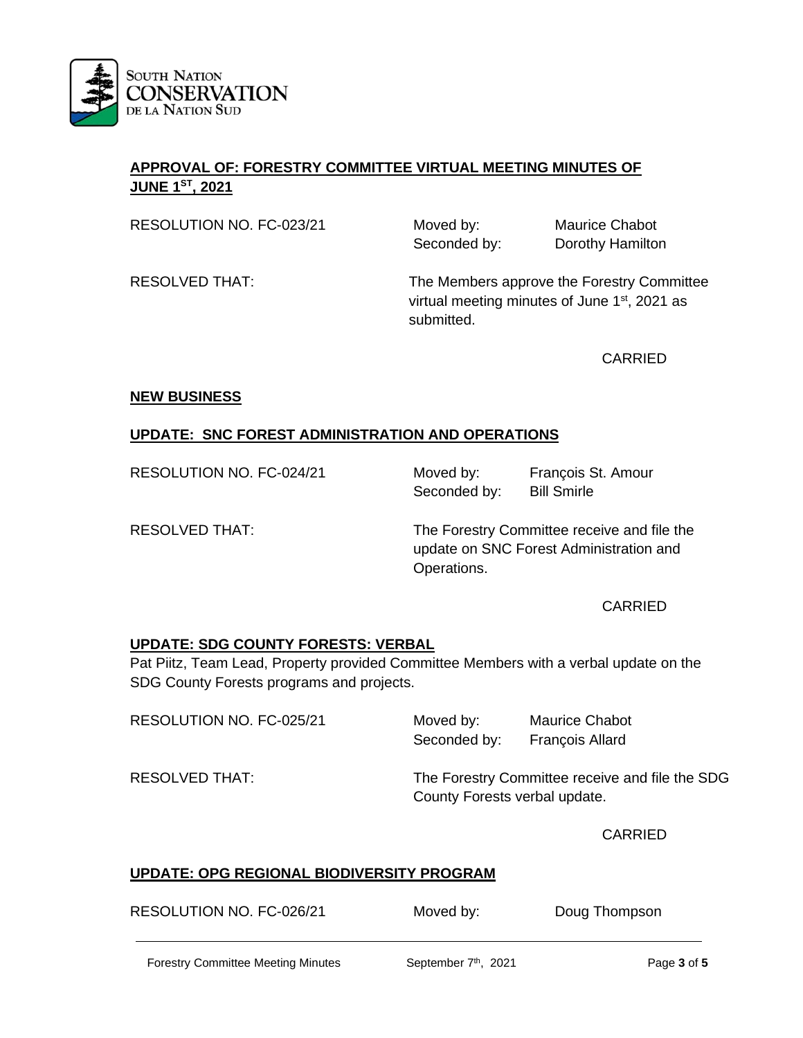## APPROVAL OF: FORESTRY COMMITTEE VIRTUAL MEETING MINUTES OF JUNE 1ST, 2021

RESOLUTION NO. FC-023/21 | Moved by: Maurice Chabot | Seconded by: Dorothy Hamilton

RESOLVED THAT: The Members approve the Forestry Committee virtual meeting minutes of June 1st, 2021 as submitted.

CARRIED

## NEW BUSINESS

## UPDATE: SNC FOREST ADMINISTRATION AND OPERATIONS

RESOLUTION NO. FC-024/21 | Moved by: François St. Amour | Seconded by: Bill Smirle

RESOLVED THAT: The Forestry Committee receive and file the update on SNC Forest Administration and Operations.

CARRIED

## UPDATE: SDG COUNTY FORESTS: VERBAL

Pat Piitz, Team Lead, Property provided Committee Members with a verbal update on the SDG County Forests programs and projects.

RESOLUTION NO. FC-025/21 | Moved by: Maurice Chabot | Seconded by: François Allard

RESOLVED THAT: The Forestry Committee receive and file the SDG County Forests verbal update.

CARRIED

## UPDATE: OPG REGIONAL BIODIVERSITY PROGRAM

RESOLUTION NO. FC-026/21 | Moved by: Doug Thompson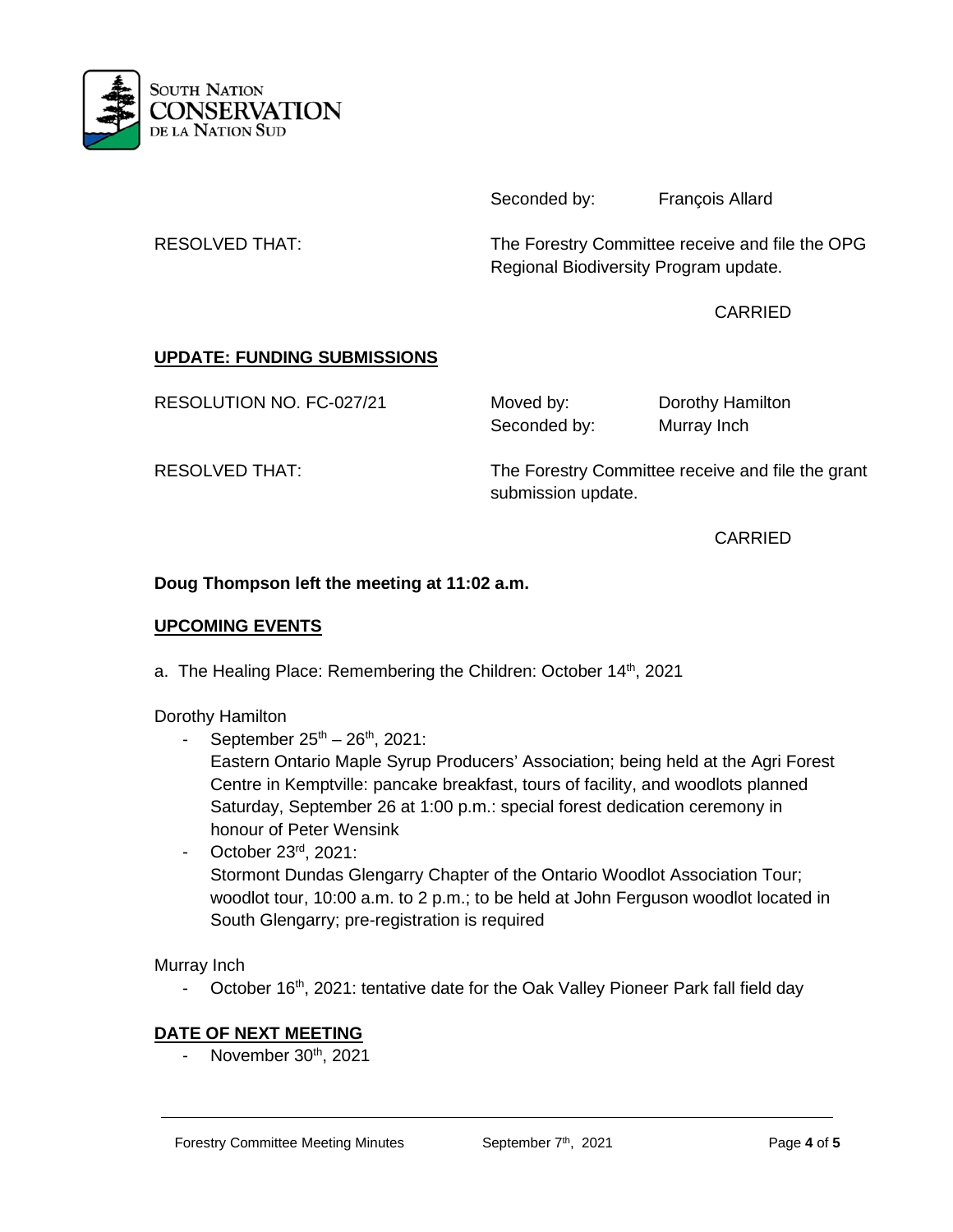Seconded by: François Allard

RESOLVED THAT: The Forestry Committee receive and file the OPG Regional Biodiversity Program update.

CARRIED

**UPDATE: FUNDING SUBMISSIONS**

RESOLUTION NO. FC-027/21 Moved by: Dorothy Hamilton
Seconded by: Murray Inch

RESOLVED THAT: The Forestry Committee receive and file the grant submission update.

CARRIED

**Doug Thompson left the meeting at 11:02 a.m.**

**UPCOMING EVENTS**

a. The Healing Place: Remembering the Children: October 14th, 2021

Dorothy Hamilton

- September 25th – 26th, 2021:
  Eastern Ontario Maple Syrup Producers' Association; being held at the Agri Forest Centre in Kemptville: pancake breakfast, tours of facility, and woodlots planned Saturday, September 26 at 1:00 p.m.: special forest dedication ceremony in honour of Peter Wensink
- October 23rd, 2021:
  Stormont Dundas Glengarry Chapter of the Ontario Woodlot Association Tour; woodlot tour, 10:00 a.m. to 2 p.m.; to be held at John Ferguson woodlot located in South Glengarry; pre-registration is required

Murray Inch

- October 16th, 2021: tentative date for the Oak Valley Pioneer Park fall field day

**DATE OF NEXT MEETING**

- November 30th, 2021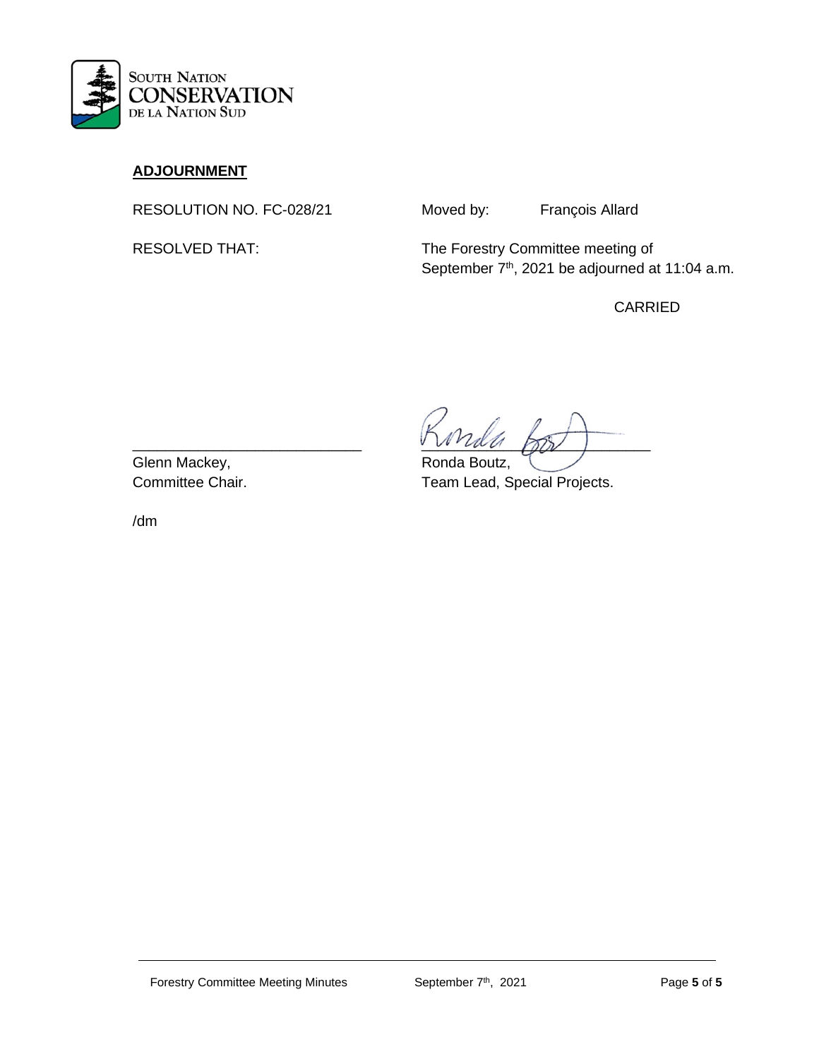## ADJOURNMENT

RESOLUTION NO. FC-028/21 Moved by: François Allard

RESOLVED THAT: The Forestry Committee meeting of September 7th, 2021 be adjourned at 11:04 a.m.

CARRIED

\_\_\_\_\_\_\_\_\_\_\_\_\_\_\_\_\_\_\_\_\_\_\_\_\_\_\_\_
Glenn Mackey,
Committee Chair.

\_\_\_\_\_\_\_\_\_\_\_\_\_\_\_\_\_\_\_\_\_\_\_\_\_\_\_\_
Ronda Boutz,
Team Lead, Special Projects.

/dm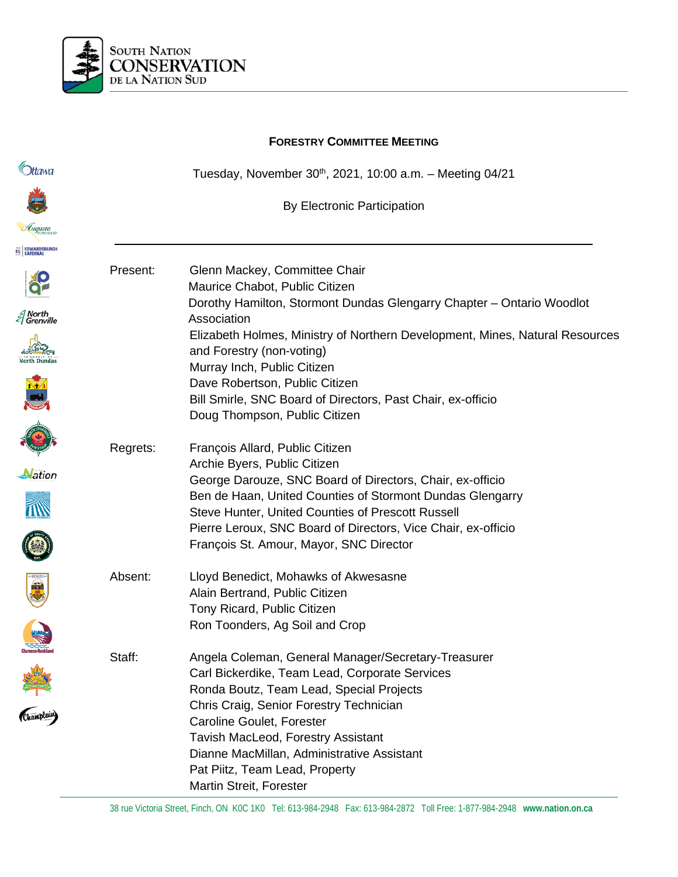**South Nation Conservation de la Nation Sud**

## FORESTRY COMMITTEE MEETING

Tuesday, November 30th, 2021, 10:00 a.m. – Meeting 04/21

By Electronic Participation

---

| | |
|---|---|
| Present: | Glenn Mackey, Committee Chair<br>Maurice Chabot, Public Citizen<br>Dorothy Hamilton, Stormont Dundas Glengarry Chapter – Ontario Woodlot Association<br>Elizabeth Holmes, Ministry of Northern Development, Mines, Natural Resources and Forestry (non-voting)<br>Murray Inch, Public Citizen<br>Dave Robertson, Public Citizen<br>Bill Smirle, SNC Board of Directors, Past Chair, ex-officio<br>Doug Thompson, Public Citizen |
| Regrets: | François Allard, Public Citizen<br>Archie Byers, Public Citizen<br>George Darouze, SNC Board of Directors, Chair, ex-officio<br>Ben de Haan, United Counties of Stormont Dundas Glengarry<br>Steve Hunter, United Counties of Prescott Russell<br>Pierre Leroux, SNC Board of Directors, Vice Chair, ex-officio<br>François St. Amour, Mayor, SNC Director |
| Absent: | Lloyd Benedict, Mohawks of Akwesasne<br>Alain Bertrand, Public Citizen<br>Tony Ricard, Public Citizen<br>Ron Toonders, Ag Soil and Crop |
| Staff: | Angela Coleman, General Manager/Secretary-Treasurer<br>Carl Bickerdike, Team Lead, Corporate Services<br>Ronda Boutz, Team Lead, Special Projects<br>Chris Craig, Senior Forestry Technician<br>Caroline Goulet, Forester<br>Tavish MacLeod, Forestry Assistant<br>Dianne MacMillan, Administrative Assistant<br>Pat Piitz, Team Lead, Property<br>Martin Streit, Forester |

38 rue Victoria Street, Finch, ON K0C 1K0 Tel: 613-984-2948 Fax: 613-984-2872 Toll Free: 1-877-984-2948 **www.nation.on.ca**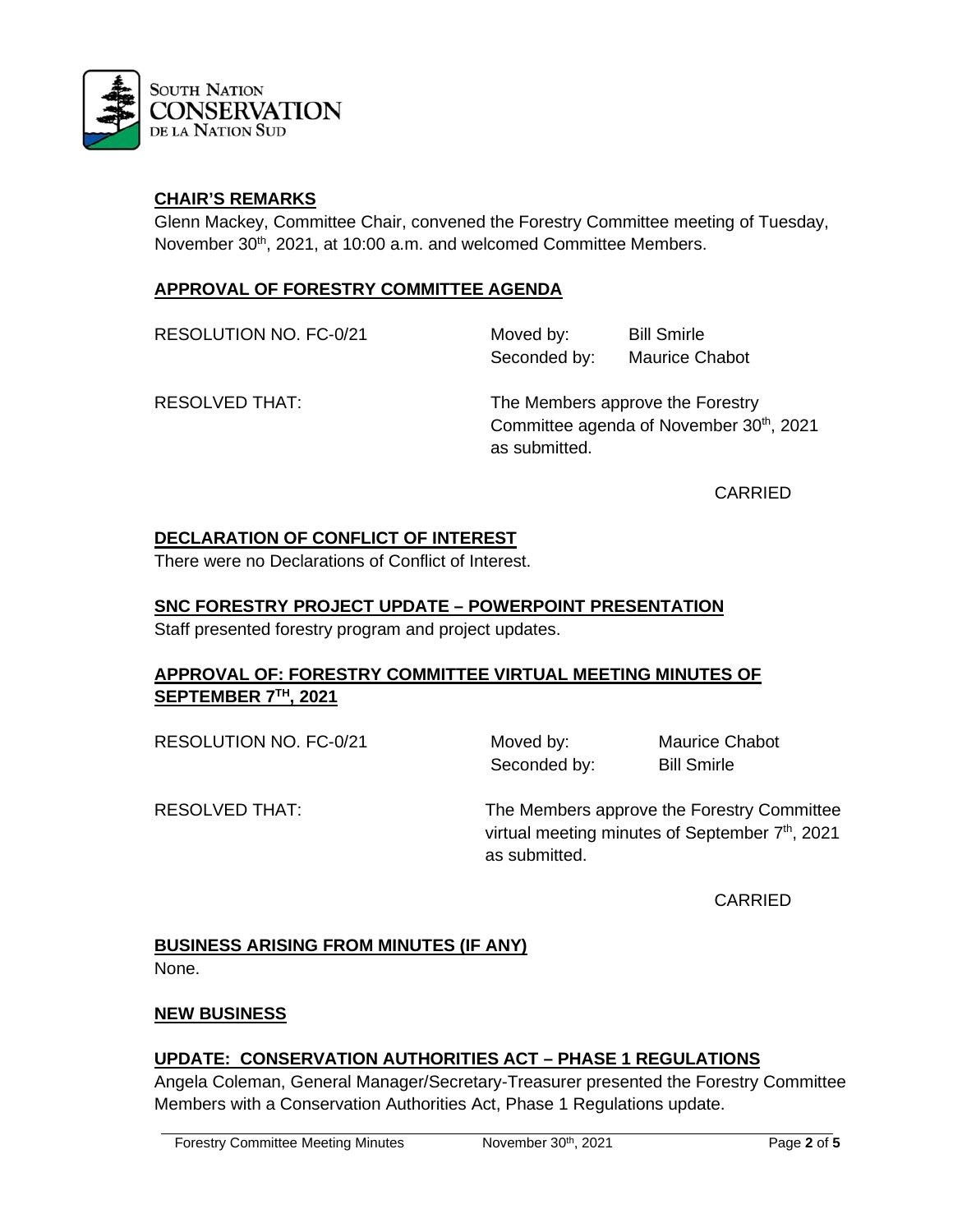## CHAIR'S REMARKS

Glenn Mackey, Committee Chair, convened the Forestry Committee meeting of Tuesday, November 30th, 2021, at 10:00 a.m. and welcomed Committee Members.

## APPROVAL OF FORESTRY COMMITTEE AGENDA

RESOLUTION NO. FC-0/21 Moved by: Bill Smirle
Seconded by: Maurice Chabot

RESOLVED THAT: The Members approve the Forestry Committee agenda of November 30th, 2021 as submitted.

CARRIED

## DECLARATION OF CONFLICT OF INTEREST

There were no Declarations of Conflict of Interest.

## SNC FORESTRY PROJECT UPDATE – POWERPOINT PRESENTATION

Staff presented forestry program and project updates.

## APPROVAL OF: FORESTRY COMMITTEE VIRTUAL MEETING MINUTES OF SEPTEMBER 7TH, 2021

RESOLUTION NO. FC-0/21 Moved by: Maurice Chabot
Seconded by: Bill Smirle

RESOLVED THAT: The Members approve the Forestry Committee virtual meeting minutes of September 7th, 2021 as submitted.

CARRIED

## BUSINESS ARISING FROM MINUTES (IF ANY)

None.

## NEW BUSINESS

## UPDATE: CONSERVATION AUTHORITIES ACT – PHASE 1 REGULATIONS

Angela Coleman, General Manager/Secretary-Treasurer presented the Forestry Committee Members with a Conservation Authorities Act, Phase 1 Regulations update.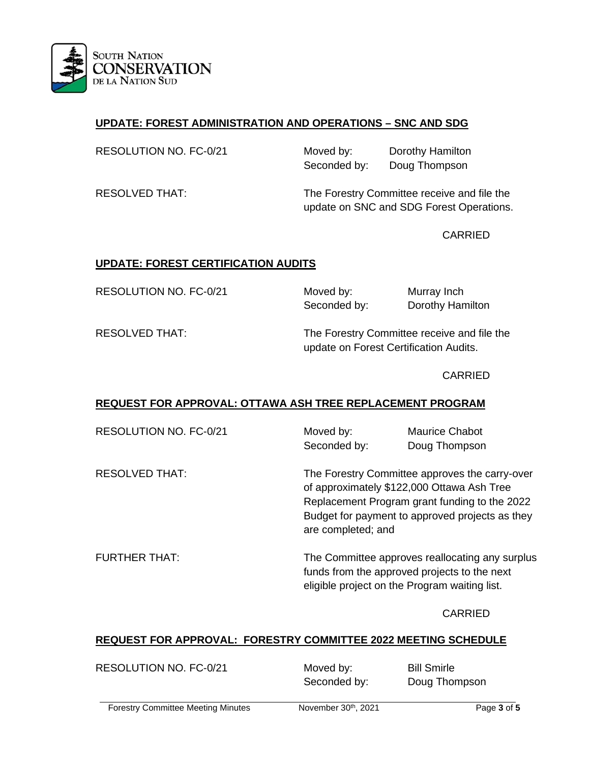## UPDATE: FOREST ADMINISTRATION AND OPERATIONS – SNC AND SDG

RESOLUTION NO. FC-0/21 | Moved by: Dorothy Hamilton
Seconded by: Doug Thompson

RESOLVED THAT: The Forestry Committee receive and file the update on SNC and SDG Forest Operations.

CARRIED

## UPDATE: FOREST CERTIFICATION AUDITS

RESOLUTION NO. FC-0/21 | Moved by: Murray Inch
Seconded by: Dorothy Hamilton

RESOLVED THAT: The Forestry Committee receive and file the update on Forest Certification Audits.

CARRIED

## REQUEST FOR APPROVAL: OTTAWA ASH TREE REPLACEMENT PROGRAM

RESOLUTION NO. FC-0/21 | Moved by: Maurice Chabot
Seconded by: Doug Thompson

RESOLVED THAT: The Forestry Committee approves the carry-over of approximately $122,000 Ottawa Ash Tree Replacement Program grant funding to the 2022 Budget for payment to approved projects as they are completed; and

FURTHER THAT: The Committee approves reallocating any surplus funds from the approved projects to the next eligible project on the Program waiting list.

CARRIED

## REQUEST FOR APPROVAL: FORESTRY COMMITTEE 2022 MEETING SCHEDULE

RESOLUTION NO. FC-0/21 | Moved by: Bill Smirle
Seconded by: Doug Thompson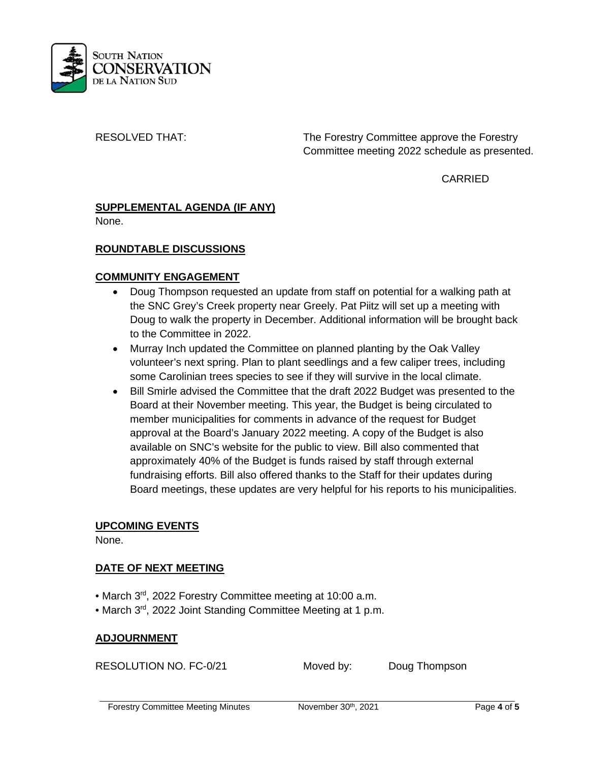RESOLVED THAT: The Forestry Committee approve the Forestry Committee meeting 2022 schedule as presented.

CARRIED

**SUPPLEMENTAL AGENDA (IF ANY)**

None.

**ROUNDTABLE DISCUSSIONS**

**COMMUNITY ENGAGEMENT**

- Doug Thompson requested an update from staff on potential for a walking path at the SNC Grey's Creek property near Greely. Pat Piitz will set up a meeting with Doug to walk the property in December. Additional information will be brought back to the Committee in 2022.
- Murray Inch updated the Committee on planned planting by the Oak Valley volunteer's next spring. Plan to plant seedlings and a few caliper trees, including some Carolinian trees species to see if they will survive in the local climate.
- Bill Smirle advised the Committee that the draft 2022 Budget was presented to the Board at their November meeting. This year, the Budget is being circulated to member municipalities for comments in advance of the request for Budget approval at the Board's January 2022 meeting. A copy of the Budget is also available on SNC's website for the public to view. Bill also commented that approximately 40% of the Budget is funds raised by staff through external fundraising efforts. Bill also offered thanks to the Staff for their updates during Board meetings, these updates are very helpful for his reports to his municipalities.

**UPCOMING EVENTS**

None.

**DATE OF NEXT MEETING**

- March 3rd, 2022 Forestry Committee meeting at 10:00 a.m.
- March 3rd, 2022 Joint Standing Committee Meeting at 1 p.m.

**ADJOURNMENT**

RESOLUTION NO. FC-0/21 Moved by: Doug Thompson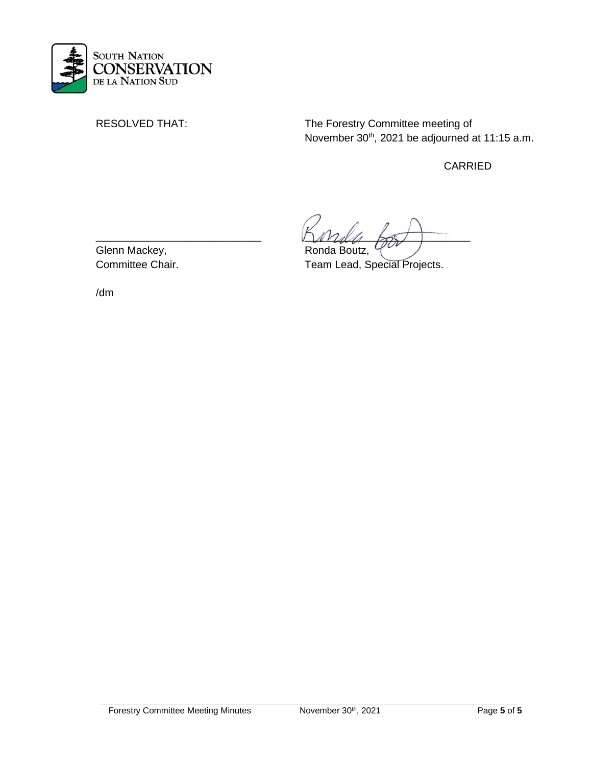RESOLVED THAT: The Forestry Committee meeting of November 30th, 2021 be adjourned at 11:15 a.m.

CARRIED

| | |
|---|---|
| \_\_\_\_\_\_\_\_\_\_\_\_\_\_\_\_\_\_\_\_\_\_\_\_\_\_\_\_ | \_\_\_\_\_\_\_\_\_\_\_\_\_\_\_\_\_\_\_\_\_\_\_\_\_\_\_\_ |
| Glenn Mackey, | Ronda Boutz, |
| Committee Chair. | Team Lead, Special Projects. |

/dm